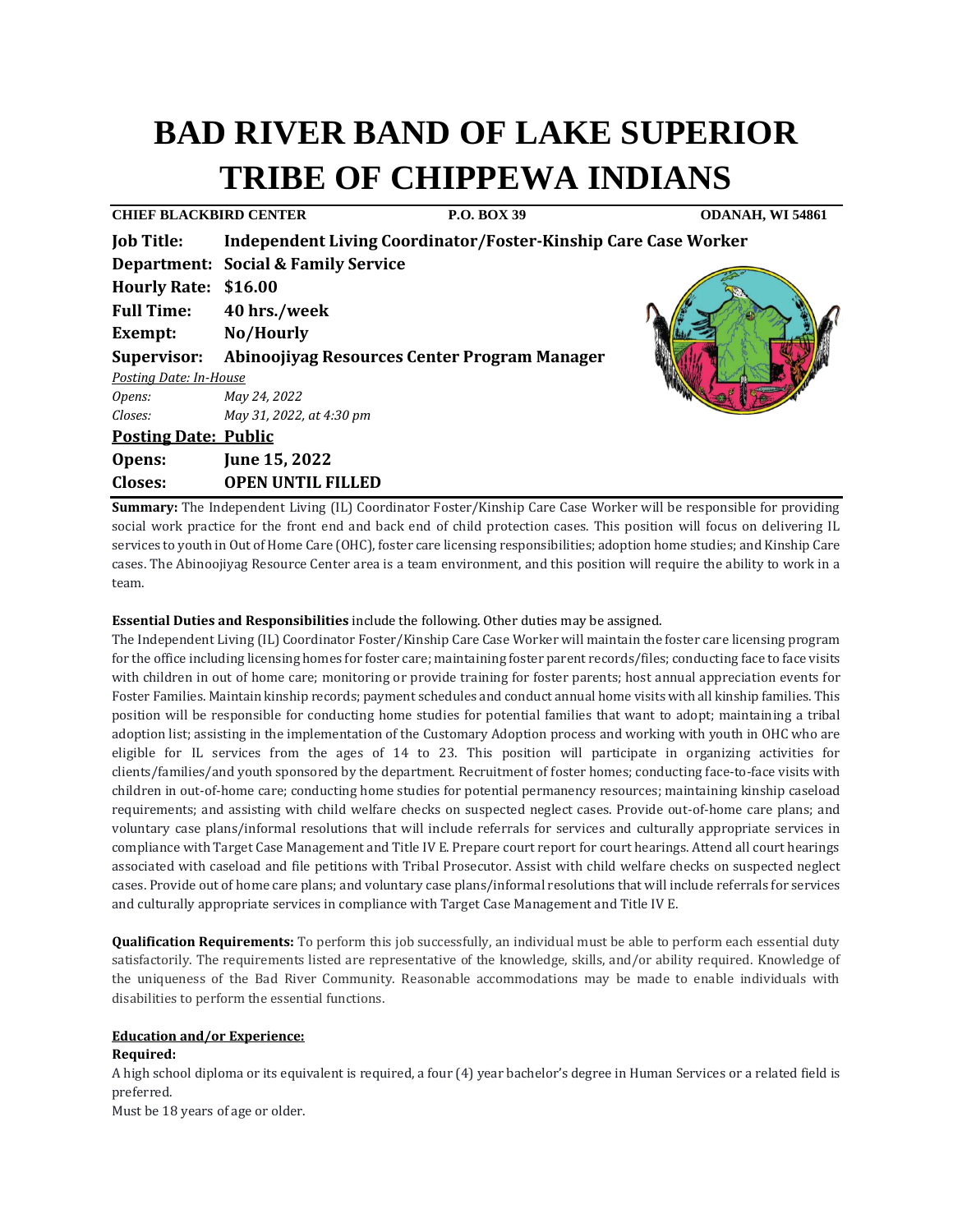# BAD RIVER BAND OF LAKE SUPERIOR TRIBE OF CHIPPEWA INDIANS

**CHIEF BLACKBIRD CENTER** **P.O. BOX 39** **ODANAH, WI 54861**

**Job Title:** **Independent Living Coordinator/Foster-Kinship Care Case Worker**
**Department:** **Social & Family Service**
**Hourly Rate:** **$16.00**
**Full Time:** **40 hrs./week**
**Exempt:** **No/Hourly**
**Supervisor:** **Abinoojiyag Resources Center Program Manager**

*Posting Date: In-House*
*Opens:* *May 24, 2022*
*Closes:* *May 31, 2022, at 4:30 pm*

**Posting Date: Public**
**Opens:** **June 15, 2022**
**Closes:** **OPEN UNTIL FILLED**

**Summary:** The Independent Living (IL) Coordinator Foster/Kinship Care Case Worker will be responsible for providing social work practice for the front end and back end of child protection cases. This position will focus on delivering IL services to youth in Out of Home Care (OHC), foster care licensing responsibilities; adoption home studies; and Kinship Care cases. The Abinoojiyag Resource Center area is a team environment, and this position will require the ability to work in a team.

**Essential Duties and Responsibilities** include the following. Other duties may be assigned.
The Independent Living (IL) Coordinator Foster/Kinship Care Case Worker will maintain the foster care licensing program for the office including licensing homes for foster care; maintaining foster parent records/files; conducting face to face visits with children in out of home care; monitoring or provide training for foster parents; host annual appreciation events for Foster Families. Maintain kinship records; payment schedules and conduct annual home visits with all kinship families. This position will be responsible for conducting home studies for potential families that want to adopt; maintaining a tribal adoption list; assisting in the implementation of the Customary Adoption process and working with youth in OHC who are eligible for IL services from the ages of 14 to 23. This position will participate in organizing activities for clients/families/and youth sponsored by the department. Recruitment of foster homes; conducting face-to-face visits with children in out-of-home care; conducting home studies for potential permanency resources; maintaining kinship caseload requirements; and assisting with child welfare checks on suspected neglect cases. Provide out-of-home care plans; and voluntary case plans/informal resolutions that will include referrals for services and culturally appropriate services in compliance with Target Case Management and Title IV E. Prepare court report for court hearings. Attend all court hearings associated with caseload and file petitions with Tribal Prosecutor. Assist with child welfare checks on suspected neglect cases. Provide out of home care plans; and voluntary case plans/informal resolutions that will include referrals for services and culturally appropriate services in compliance with Target Case Management and Title IV E.

**Qualification Requirements:** To perform this job successfully, an individual must be able to perform each essential duty satisfactorily. The requirements listed are representative of the knowledge, skills, and/or ability required. Knowledge of the uniqueness of the Bad River Community. Reasonable accommodations may be made to enable individuals with disabilities to perform the essential functions.

**Education and/or Experience:**
**Required:**
A high school diploma or its equivalent is required, a four (4) year bachelor's degree in Human Services or a related field is preferred.
Must be 18 years of age or older.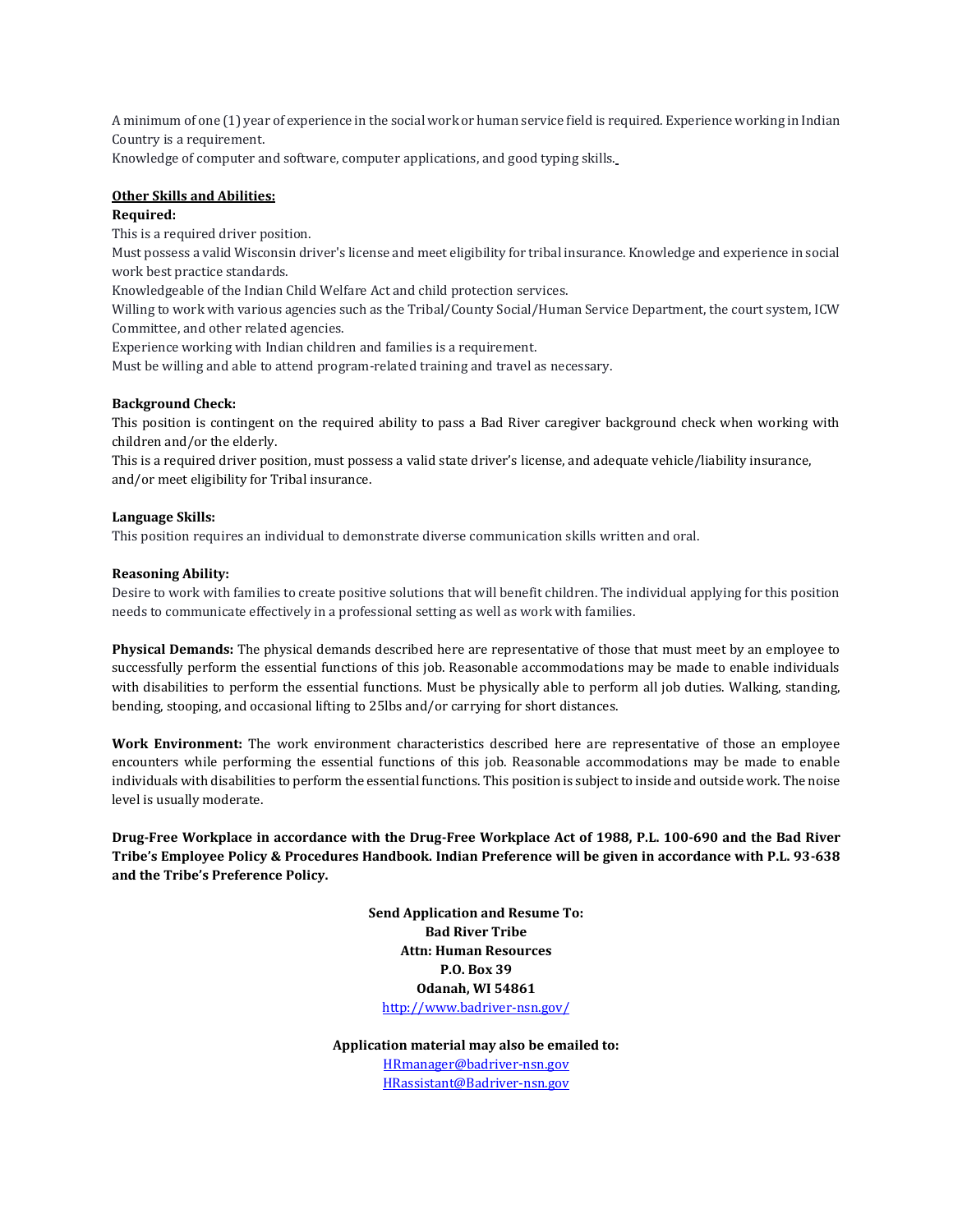A minimum of one (1) year of experience in the social work or human service field is required. Experience working in Indian Country is a requirement.

Knowledge of computer and software, computer applications, and good typing skills.

**Other Skills and Abilities:**

**Required:**

This is a required driver position.

Must possess a valid Wisconsin driver's license and meet eligibility for tribal insurance. Knowledge and experience in social work best practice standards.

Knowledgeable of the Indian Child Welfare Act and child protection services.

Willing to work with various agencies such as the Tribal/County Social/Human Service Department, the court system, ICW Committee, and other related agencies.

Experience working with Indian children and families is a requirement.

Must be willing and able to attend program-related training and travel as necessary.

**Background Check:**

This position is contingent on the required ability to pass a Bad River caregiver background check when working with children and/or the elderly.

This is a required driver position, must possess a valid state driver's license, and adequate vehicle/liability insurance, and/or meet eligibility for Tribal insurance.

**Language Skills:**

This position requires an individual to demonstrate diverse communication skills written and oral.

**Reasoning Ability:**

Desire to work with families to create positive solutions that will benefit children. The individual applying for this position needs to communicate effectively in a professional setting as well as work with families.

**Physical Demands:** The physical demands described here are representative of those that must meet by an employee to successfully perform the essential functions of this job. Reasonable accommodations may be made to enable individuals with disabilities to perform the essential functions. Must be physically able to perform all job duties. Walking, standing, bending, stooping, and occasional lifting to 25lbs and/or carrying for short distances.

**Work Environment:** The work environment characteristics described here are representative of those an employee encounters while performing the essential functions of this job. Reasonable accommodations may be made to enable individuals with disabilities to perform the essential functions. This position is subject to inside and outside work. The noise level is usually moderate.

**Drug-Free Workplace in accordance with the Drug-Free Workplace Act of 1988, P.L. 100-690 and the Bad River Tribe's Employee Policy & Procedures Handbook. Indian Preference will be given in accordance with P.L. 93-638 and the Tribe's Preference Policy.**

**Send Application and Resume To:**
**Bad River Tribe**
**Attn: Human Resources**
**P.O. Box 39**
**Odanah, WI 54861**
http://www.badriver-nsn.gov/

**Application material may also be emailed to:**
HRmanager@badriver-nsn.gov
HRassistant@Badriver-nsn.gov